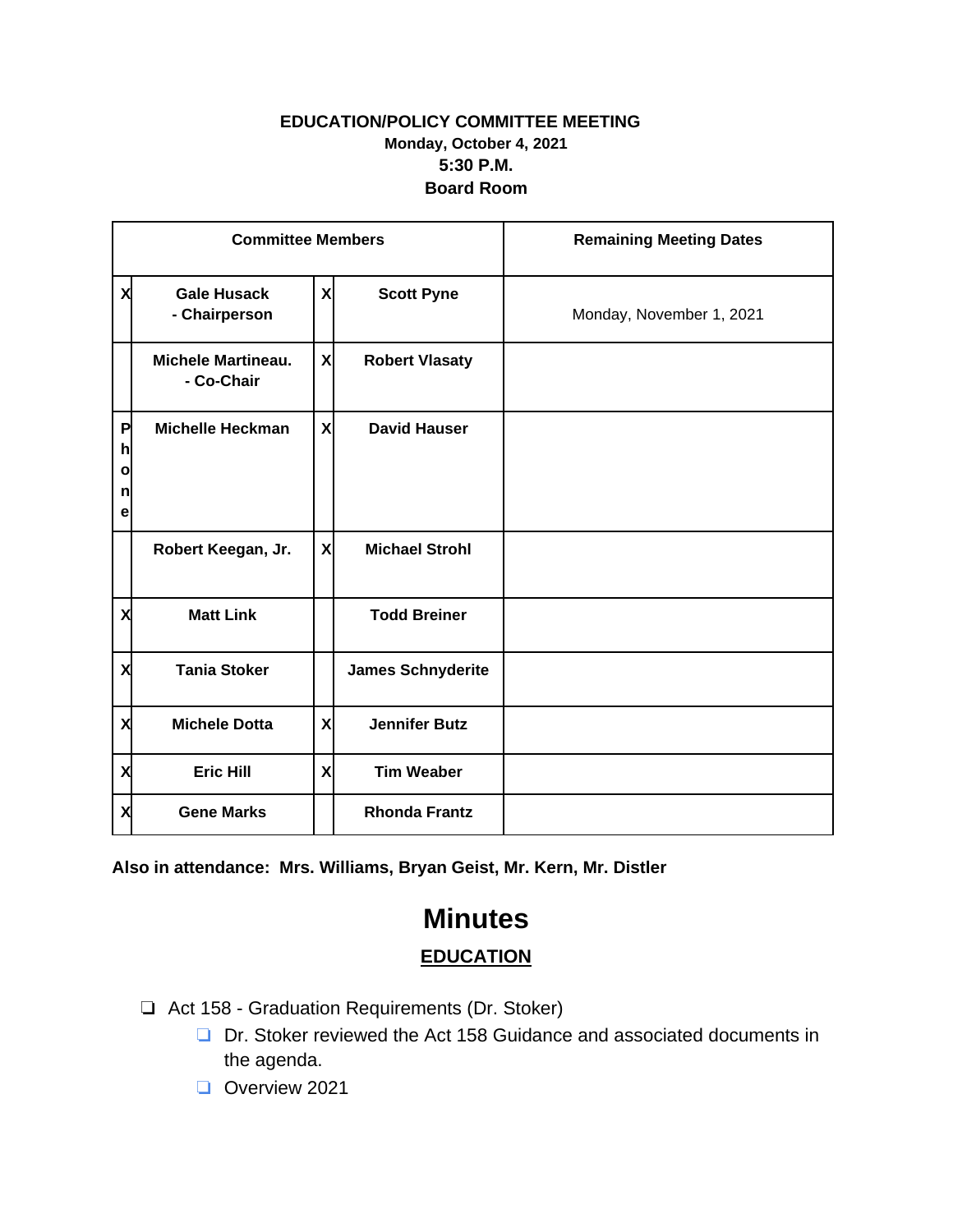**EDUCATION/POLICY COMMITTEE MEETING**
**Monday, October 4, 2021**
**5:30 P.M.**
**Board Room**

| Committee Members | | | | Remaining Meeting Dates |
|---|---|---|---|---|
| X | **Gale Husack - Chairperson** | X | **Scott Pyne** | Monday, November 1, 2021 |
| | **Michele Martineau. - Co-Chair** | X | **Robert Vlasaty** | |
| Phone | **Michelle Heckman** | X | **David Hauser** | |
| | **Robert Keegan, Jr.** | X | **Michael Strohl** | |
| X | **Matt Link** | | **Todd Breiner** | |
| X | **Tania Stoker** | | **James Schnyderite** | |
| X | **Michele Dotta** | X | **Jennifer Butz** | |
| X | **Eric Hill** | X | **Tim Weaber** | |
| X | **Gene Marks** | | **Rhonda Frantz** | |

**Also in attendance: Mrs. Williams, Bryan Geist, Mr. Kern, Mr. Distler**

# Minutes

## EDUCATION

- ❏ Act 158 - Graduation Requirements (Dr. Stoker)
  - ❏ Dr. Stoker reviewed the Act 158 Guidance and associated documents in the agenda.
  - ❏ Overview 2021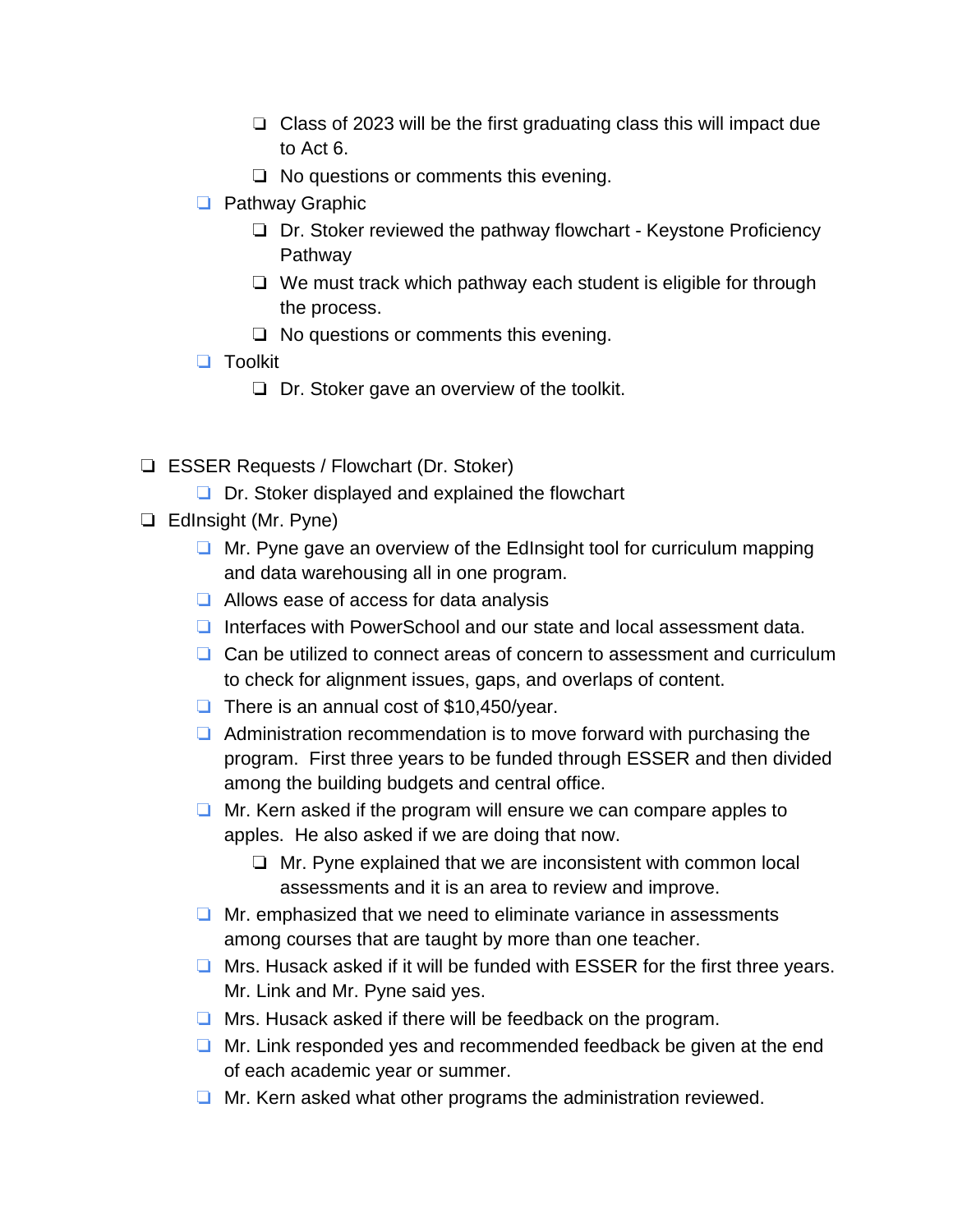- Class of 2023 will be the first graduating class this will impact due to Act 6.
        - No questions or comments this evening.
    - Pathway Graphic
        - Dr. Stoker reviewed the pathway flowchart - Keystone Proficiency Pathway
        - We must track which pathway each student is eligible for through the process.
        - No questions or comments this evening.
    - Toolkit
        - Dr. Stoker gave an overview of the toolkit.

- ESSER Requests / Flowchart (Dr. Stoker)
    - Dr. Stoker displayed and explained the flowchart
- EdInsight (Mr. Pyne)
    - Mr. Pyne gave an overview of the EdInsight tool for curriculum mapping and data warehousing all in one program.
    - Allows ease of access for data analysis
    - Interfaces with PowerSchool and our state and local assessment data.
    - Can be utilized to connect areas of concern to assessment and curriculum to check for alignment issues, gaps, and overlaps of content.
    - There is an annual cost of $10,450/year.
    - Administration recommendation is to move forward with purchasing the program. First three years to be funded through ESSER and then divided among the building budgets and central office.
    - Mr. Kern asked if the program will ensure we can compare apples to apples. He also asked if we are doing that now.
        - Mr. Pyne explained that we are inconsistent with common local assessments and it is an area to review and improve.
    - Mr. emphasized that we need to eliminate variance in assessments among courses that are taught by more than one teacher.
    - Mrs. Husack asked if it will be funded with ESSER for the first three years. Mr. Link and Mr. Pyne said yes.
    - Mrs. Husack asked if there will be feedback on the program.
    - Mr. Link responded yes and recommended feedback be given at the end of each academic year or summer.
    - Mr. Kern asked what other programs the administration reviewed.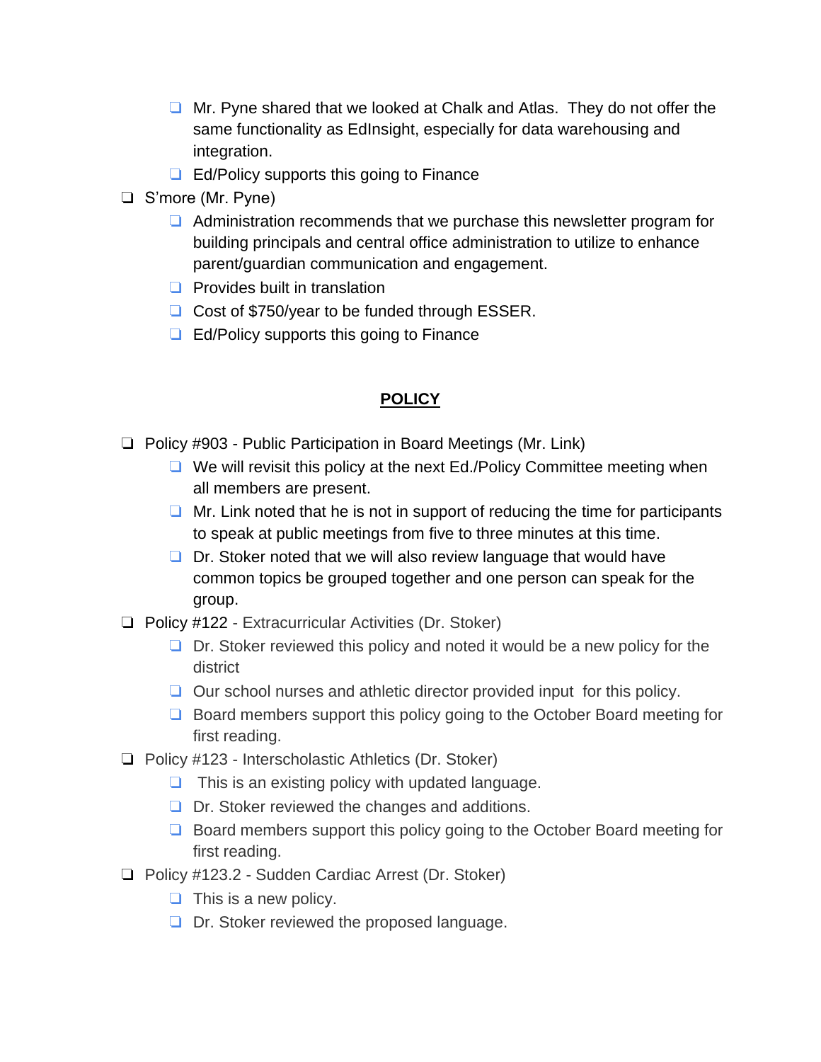- Mr. Pyne shared that we looked at Chalk and Atlas. They do not offer the same functionality as EdInsight, especially for data warehousing and integration.
- Ed/Policy supports this going to Finance

- S'more (Mr. Pyne)
  - Administration recommends that we purchase this newsletter program for building principals and central office administration to utilize to enhance parent/guardian communication and engagement.
  - Provides built in translation
  - Cost of $750/year to be funded through ESSER.
  - Ed/Policy supports this going to Finance

## POLICY

- Policy #903 - Public Participation in Board Meetings (Mr. Link)
  - We will revisit this policy at the next Ed./Policy Committee meeting when all members are present.
  - Mr. Link noted that he is not in support of reducing the time for participants to speak at public meetings from five to three minutes at this time.
  - Dr. Stoker noted that we will also review language that would have common topics be grouped together and one person can speak for the group.
- Policy #122 - Extracurricular Activities (Dr. Stoker)
  - Dr. Stoker reviewed this policy and noted it would be a new policy for the district
  - Our school nurses and athletic director provided input for this policy.
  - Board members support this policy going to the October Board meeting for first reading.
- Policy #123 - Interscholastic Athletics (Dr. Stoker)
  - This is an existing policy with updated language.
  - Dr. Stoker reviewed the changes and additions.
  - Board members support this policy going to the October Board meeting for first reading.
- Policy #123.2 - Sudden Cardiac Arrest (Dr. Stoker)
  - This is a new policy.
  - Dr. Stoker reviewed the proposed language.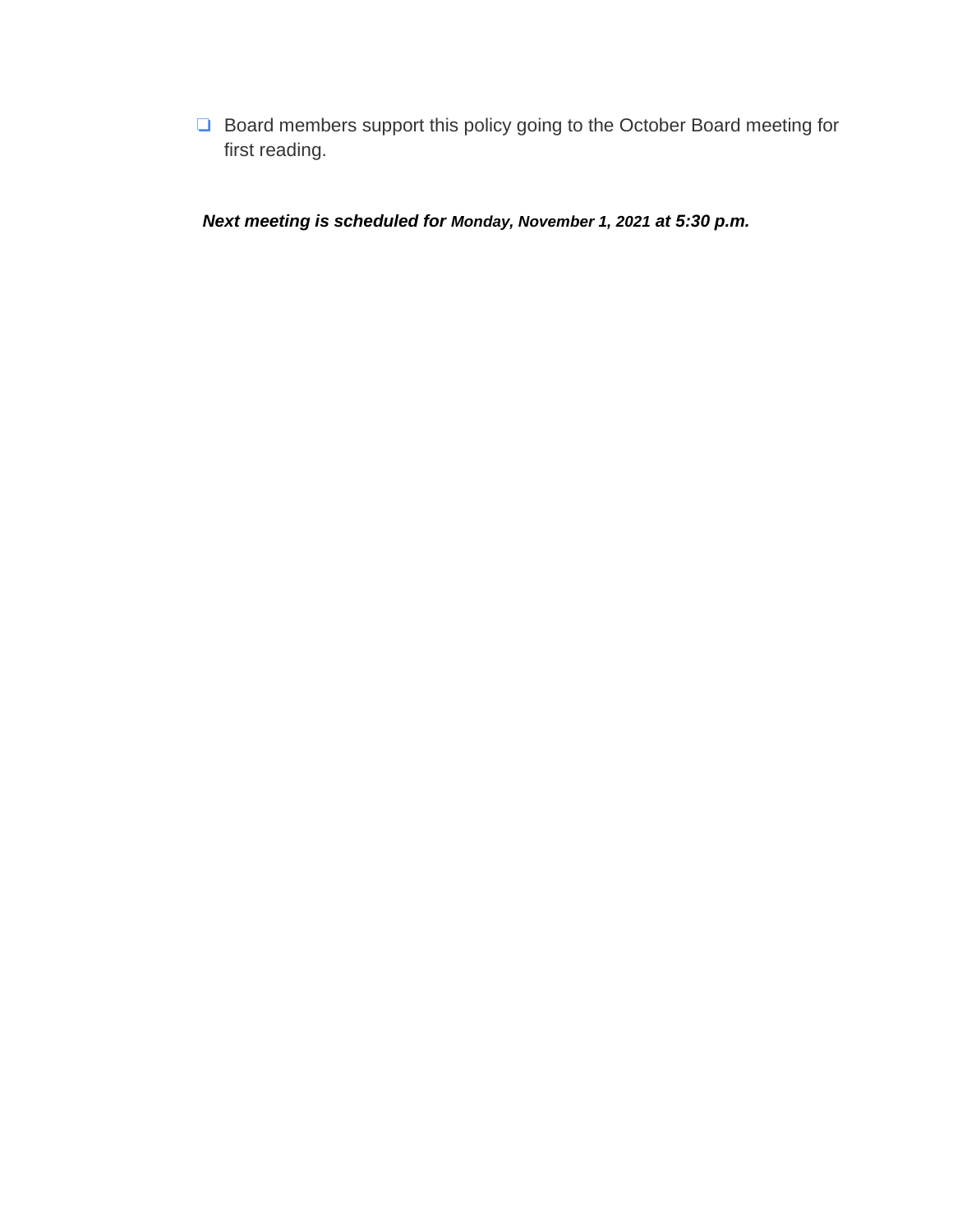- Board members support this policy going to the October Board meeting for first reading.

***Next meeting is scheduled for Monday, November 1, 2021 at 5:30 p.m.***